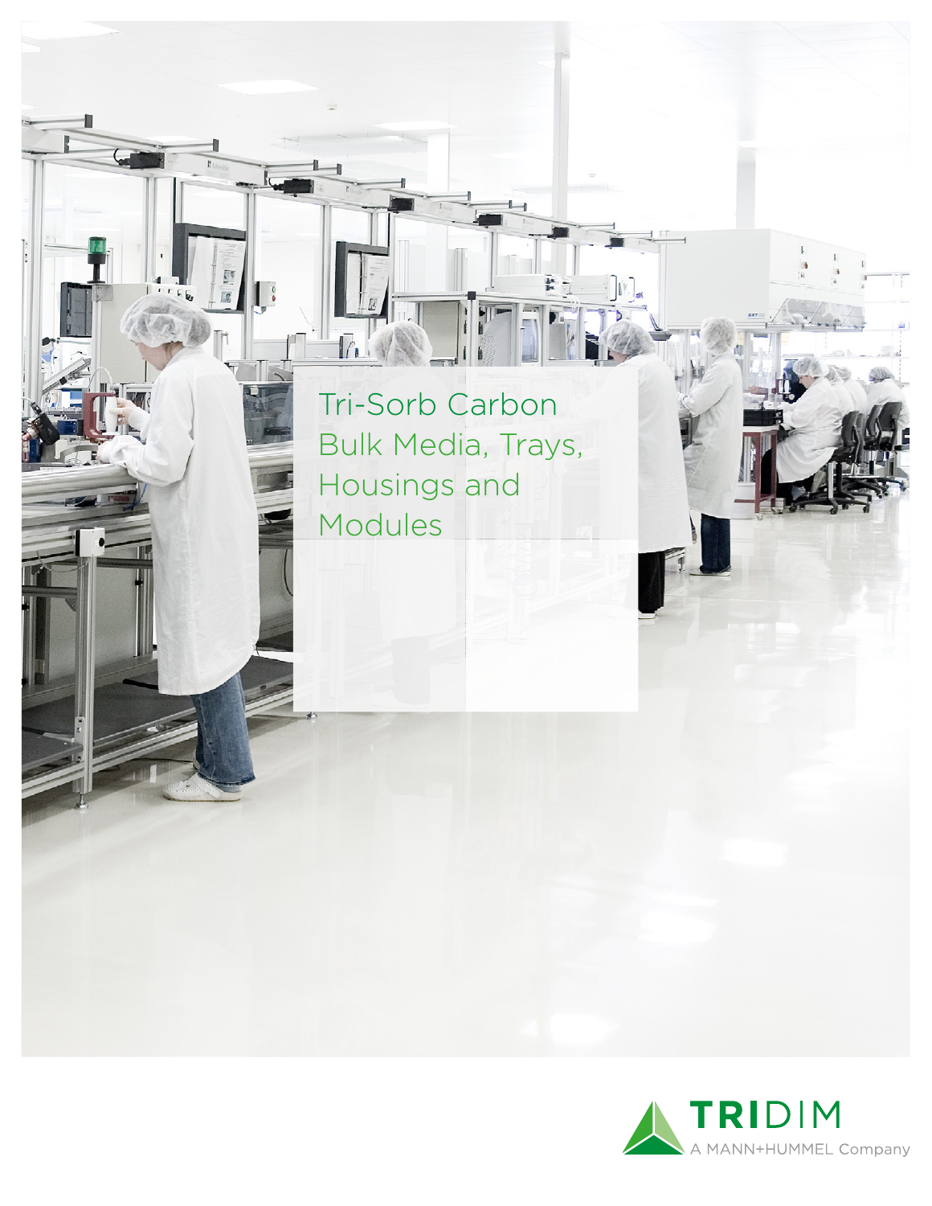# Tri-Sorb Carbon Bulk Media, Trays, Housings and Modules

TRIDIM

A MANN+HUMMEL Company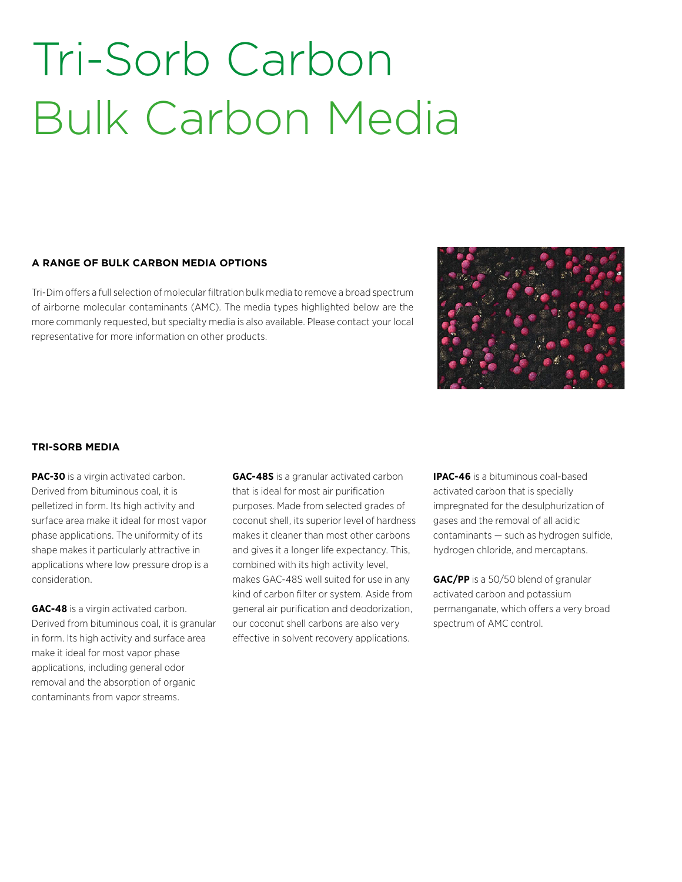# Tri-Sorb Carbon
# Bulk Carbon Media

### A RANGE OF BULK CARBON MEDIA OPTIONS

Tri-Dim offers a full selection of molecular filtration bulk media to remove a broad spectrum of airborne molecular contaminants (AMC). The media types highlighted below are the more commonly requested, but specialty media is also available. Please contact your local representative for more information on other products.

### TRI-SORB MEDIA

**PAC-30** is a virgin activated carbon. Derived from bituminous coal, it is pelletized in form. Its high activity and surface area make it ideal for most vapor phase applications. The uniformity of its shape makes it particularly attractive in applications where low pressure drop is a consideration.

**GAC-48** is a virgin activated carbon. Derived from bituminous coal, it is granular in form. Its high activity and surface area make it ideal for most vapor phase applications, including general odor removal and the absorption of organic contaminants from vapor streams.

**GAC-48S** is a granular activated carbon that is ideal for most air purification purposes. Made from selected grades of coconut shell, its superior level of hardness makes it cleaner than most other carbons and gives it a longer life expectancy. This, combined with its high activity level, makes GAC-48S well suited for use in any kind of carbon filter or system. Aside from general air purification and deodorization, our coconut shell carbons are also very effective in solvent recovery applications.

**IPAC-46** is a bituminous coal-based activated carbon that is specially impregnated for the desulphurization of gases and the removal of all acidic contaminants — such as hydrogen sulfide, hydrogen chloride, and mercaptans.

**GAC/PP** is a 50/50 blend of granular activated carbon and potassium permanganate, which offers a very broad spectrum of AMC control.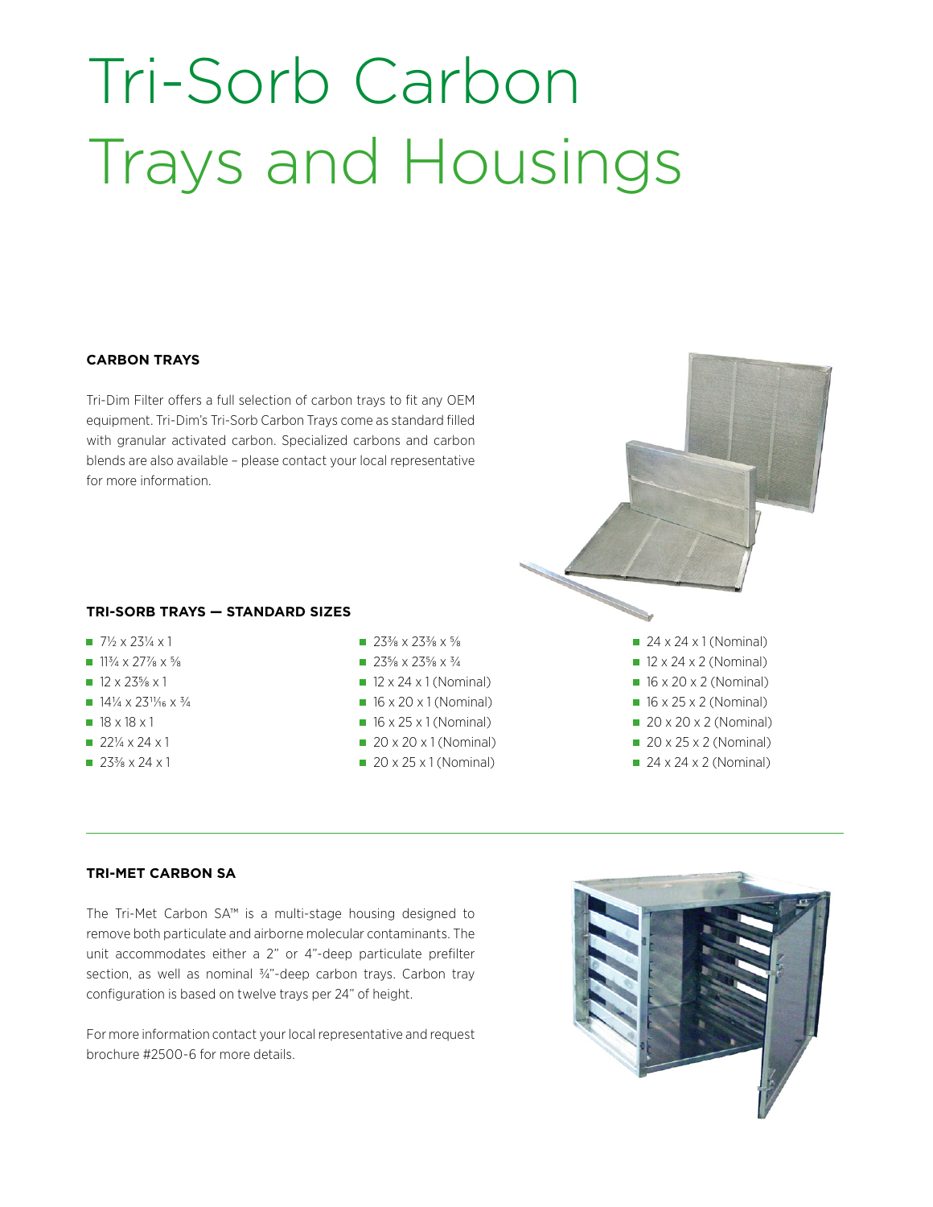# Tri-Sorb Carbon Trays and Housings

### CARBON TRAYS

Tri-Dim Filter offers a full selection of carbon trays to fit any OEM equipment. Tri-Dim's Tri-Sorb Carbon Trays come as standard filled with granular activated carbon. Specialized carbons and carbon blends are also available – please contact your local representative for more information.

### TRI-SORB TRAYS — STANDARD SIZES

- 7½ x 23¼ x 1
- 11¾ x 27⅞ x ⅝
- 12 x 23⅝ x 1
- 14¼ x 23¹¹⁄₁₆ x ¾
- 18 x 18 x 1
- 22¼ x 24 x 1
- 23⅜ x 24 x 1
- 23⅜ x 23⅜ x ⅝
- 23⅝ x 23⅝ x ¾
- 12 x 24 x 1 (Nominal)
- 16 x 20 x 1 (Nominal)
- 16 x 25 x 1 (Nominal)
- 20 x 20 x 1 (Nominal)
- 20 x 25 x 1 (Nominal)
- 24 x 24 x 1 (Nominal)
- 12 x 24 x 2 (Nominal)
- 16 x 20 x 2 (Nominal)
- 16 x 25 x 2 (Nominal)
- 20 x 20 x 2 (Nominal)
- 20 x 25 x 2 (Nominal)
- 24 x 24 x 2 (Nominal)

---

### TRI-MET CARBON SA

The Tri-Met Carbon SA™ is a multi-stage housing designed to remove both particulate and airborne molecular contaminants. The unit accommodates either a 2" or 4"-deep particulate prefilter section, as well as nominal ¾"-deep carbon trays. Carbon tray configuration is based on twelve trays per 24" of height.

For more information contact your local representative and request brochure #2500-6 for more details.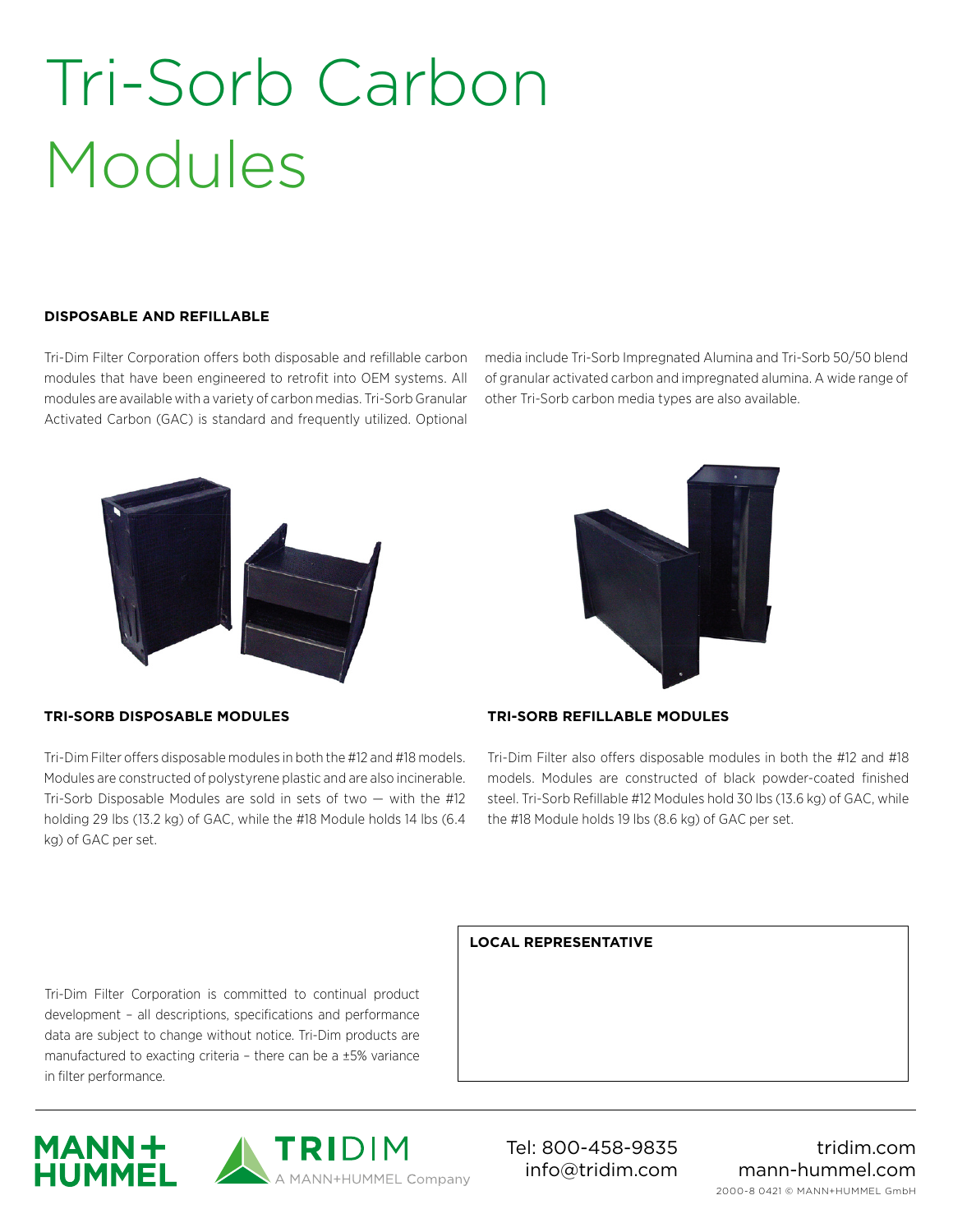# Tri-Sorb Carbon Modules

## DISPOSABLE AND REFILLABLE

Tri-Dim Filter Corporation offers both disposable and refillable carbon modules that have been engineered to retrofit into OEM systems. All modules are available with a variety of carbon medias. Tri-Sorb Granular Activated Carbon (GAC) is standard and frequently utilized. Optional media include Tri-Sorb Impregnated Alumina and Tri-Sorb 50/50 blend of granular activated carbon and impregnated alumina. A wide range of other Tri-Sorb carbon media types are also available.

## TRI-SORB DISPOSABLE MODULES

Tri-Dim Filter offers disposable modules in both the #12 and #18 models. Modules are constructed of polystyrene plastic and are also incinerable. Tri-Sorb Disposable Modules are sold in sets of two — with the #12 holding 29 lbs (13.2 kg) of GAC, while the #18 Module holds 14 lbs (6.4 kg) of GAC per set.

## TRI-SORB REFILLABLE MODULES

Tri-Dim Filter also offers disposable modules in both the #12 and #18 models. Modules are constructed of black powder-coated finished steel. Tri-Sorb Refillable #12 Modules hold 30 lbs (13.6 kg) of GAC, while the #18 Module holds 19 lbs (8.6 kg) of GAC per set.

Tri-Dim Filter Corporation is committed to continual product development – all descriptions, specifications and performance data are subject to change without notice. Tri-Dim products are manufactured to exacting criteria – there can be a ±5% variance in filter performance.

**LOCAL REPRESENTATIVE**

MANN+HUMMEL

TRIDIM
A MANN+HUMMEL Company

Tel: 800-458-9835
info@tridim.com

tridim.com
mann-hummel.com

2000-8 0421 © MANN+HUMMEL GmbH